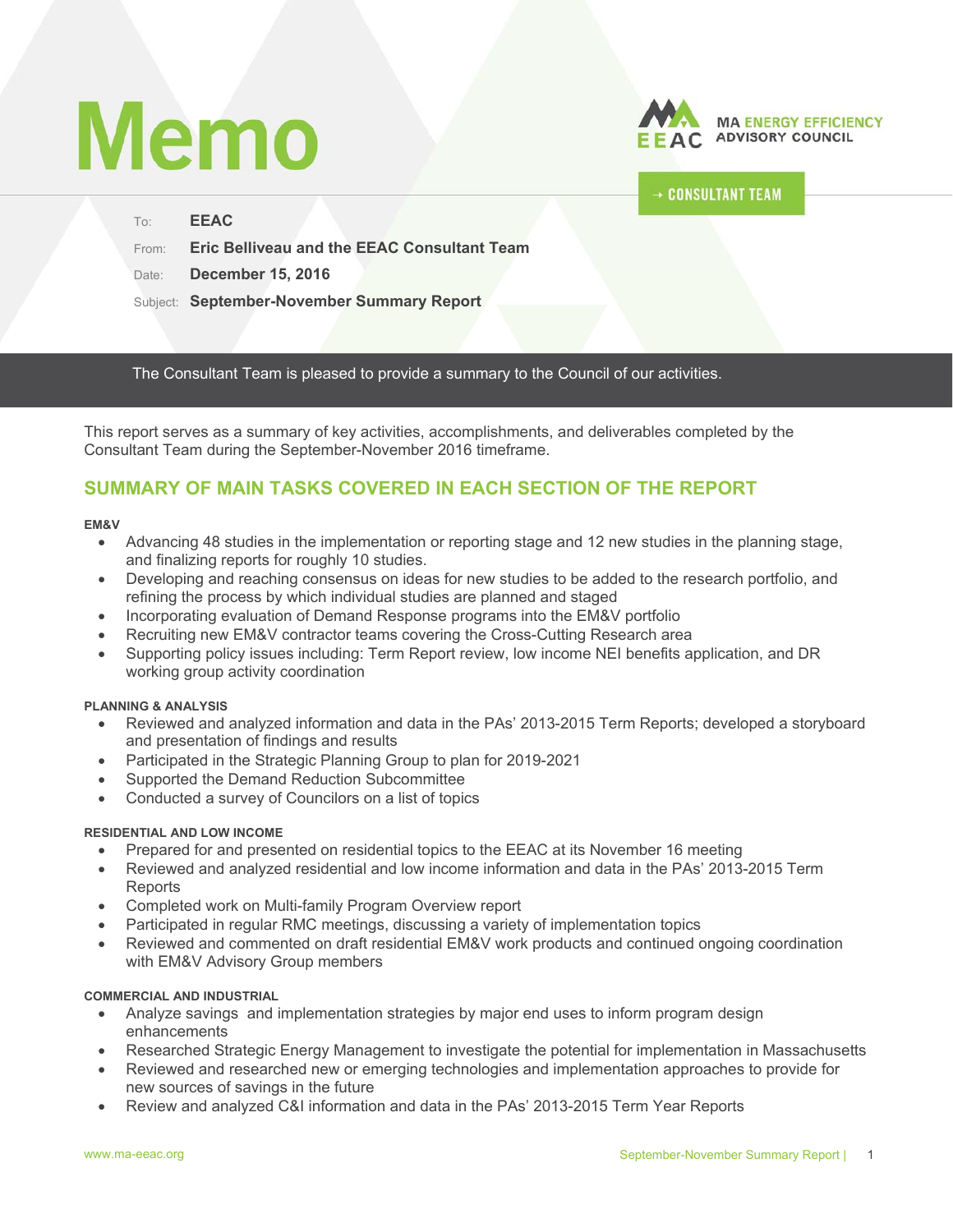# Memo

MA ENERGY EFFICIENCY ADVISORY COUNCIL

→ CONSULTANT TEAM

To: **EEAC**

From: **Eric Belliveau and the EEAC Consultant Team**

Date: **December 15, 2016**

Subject: **September-November Summary Report**

The Consultant Team is pleased to provide a summary to the Council of our activities.

This report serves as a summary of key activities, accomplishments, and deliverables completed by the Consultant Team during the September-November 2016 timeframe.

## SUMMARY OF MAIN TASKS COVERED IN EACH SECTION OF THE REPORT

#### EM&V

- Advancing 48 studies in the implementation or reporting stage and 12 new studies in the planning stage, and finalizing reports for roughly 10 studies.
- Developing and reaching consensus on ideas for new studies to be added to the research portfolio, and refining the process by which individual studies are planned and staged
- Incorporating evaluation of Demand Response programs into the EM&V portfolio
- Recruiting new EM&V contractor teams covering the Cross-Cutting Research area
- Supporting policy issues including: Term Report review, low income NEI benefits application, and DR working group activity coordination

#### PLANNING & ANALYSIS

- Reviewed and analyzed information and data in the PAs' 2013-2015 Term Reports; developed a storyboard and presentation of findings and results
- Participated in the Strategic Planning Group to plan for 2019-2021
- Supported the Demand Reduction Subcommittee
- Conducted a survey of Councilors on a list of topics

#### RESIDENTIAL AND LOW INCOME

- Prepared for and presented on residential topics to the EEAC at its November 16 meeting
- Reviewed and analyzed residential and low income information and data in the PAs' 2013-2015 Term Reports
- Completed work on Multi-family Program Overview report
- Participated in regular RMC meetings, discussing a variety of implementation topics
- Reviewed and commented on draft residential EM&V work products and continued ongoing coordination with EM&V Advisory Group members

#### COMMERCIAL AND INDUSTRIAL

- Analyze savings and implementation strategies by major end uses to inform program design enhancements
- Researched Strategic Energy Management to investigate the potential for implementation in Massachusetts
- Reviewed and researched new or emerging technologies and implementation approaches to provide for new sources of savings in the future
- Review and analyzed C&I information and data in the PAs' 2013-2015 Term Year Reports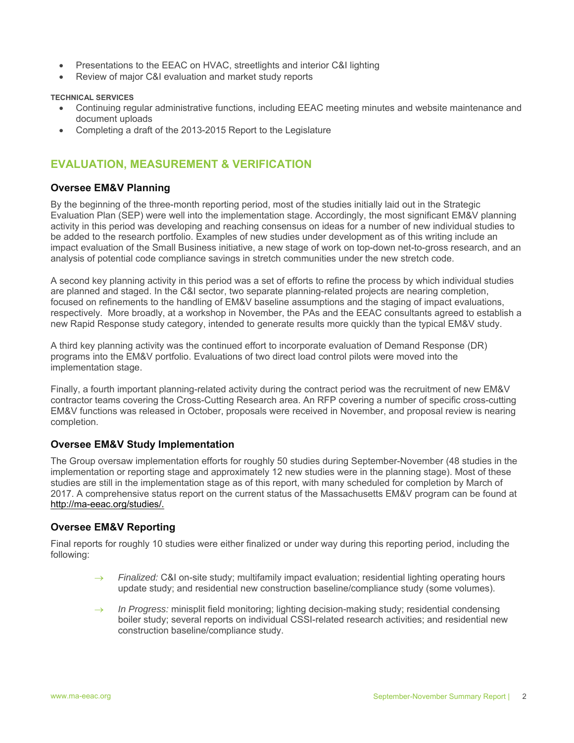- Presentations to the EEAC on HVAC, streetlights and interior C&I lighting
- Review of major C&I evaluation and market study reports

**TECHNICAL SERVICES**

- Continuing regular administrative functions, including EEAC meeting minutes and website maintenance and document uploads
- Completing a draft of the 2013-2015 Report to the Legislature

## EVALUATION, MEASUREMENT & VERIFICATION

### Oversee EM&V Planning

By the beginning of the three-month reporting period, most of the studies initially laid out in the Strategic Evaluation Plan (SEP) were well into the implementation stage. Accordingly, the most significant EM&V planning activity in this period was developing and reaching consensus on ideas for a number of new individual studies to be added to the research portfolio. Examples of new studies under development as of this writing include an impact evaluation of the Small Business initiative, a new stage of work on top-down net-to-gross research, and an analysis of potential code compliance savings in stretch communities under the new stretch code.

A second key planning activity in this period was a set of efforts to refine the process by which individual studies are planned and staged. In the C&I sector, two separate planning-related projects are nearing completion, focused on refinements to the handling of EM&V baseline assumptions and the staging of impact evaluations, respectively. More broadly, at a workshop in November, the PAs and the EEAC consultants agreed to establish a new Rapid Response study category, intended to generate results more quickly than the typical EM&V study.

A third key planning activity was the continued effort to incorporate evaluation of Demand Response (DR) programs into the EM&V portfolio. Evaluations of two direct load control pilots were moved into the implementation stage.

Finally, a fourth important planning-related activity during the contract period was the recruitment of new EM&V contractor teams covering the Cross-Cutting Research area. An RFP covering a number of specific cross-cutting EM&V functions was released in October, proposals were received in November, and proposal review is nearing completion.

### Oversee EM&V Study Implementation

The Group oversaw implementation efforts for roughly 50 studies during September-November (48 studies in the implementation or reporting stage and approximately 12 new studies were in the planning stage). Most of these studies are still in the implementation stage as of this report, with many scheduled for completion by March of 2017. A comprehensive status report on the current status of the Massachusetts EM&V program can be found at http://ma-eeac.org/studies/.

### Oversee EM&V Reporting

Final reports for roughly 10 studies were either finalized or under way during this reporting period, including the following:

- → *Finalized:* C&I on-site study; multifamily impact evaluation; residential lighting operating hours update study; and residential new construction baseline/compliance study (some volumes).
- → *In Progress:* minisplit field monitoring; lighting decision-making study; residential condensing boiler study; several reports on individual CSSI-related research activities; and residential new construction baseline/compliance study.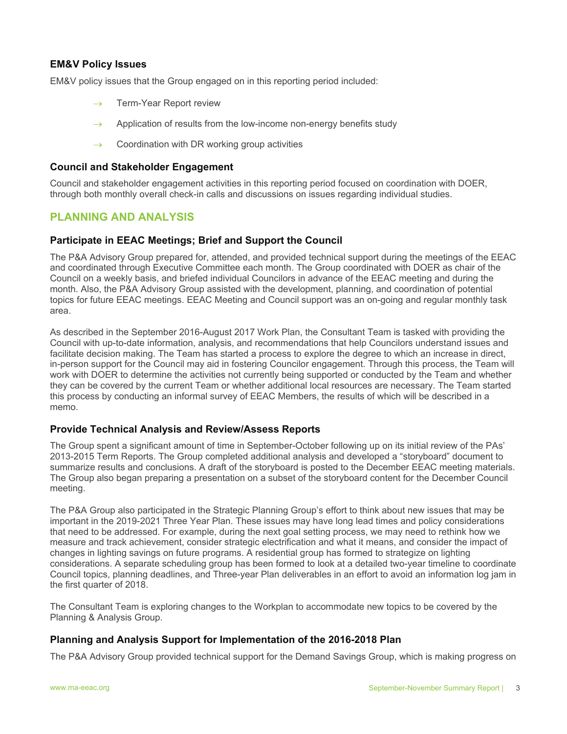### EM&V Policy Issues

EM&V policy issues that the Group engaged on in this reporting period included:

- Term-Year Report review
- Application of results from the low-income non-energy benefits study
- Coordination with DR working group activities

### Council and Stakeholder Engagement

Council and stakeholder engagement activities in this reporting period focused on coordination with DOER, through both monthly overall check-in calls and discussions on issues regarding individual studies.

## PLANNING AND ANALYSIS

### Participate in EEAC Meetings; Brief and Support the Council

The P&A Advisory Group prepared for, attended, and provided technical support during the meetings of the EEAC and coordinated through Executive Committee each month. The Group coordinated with DOER as chair of the Council on a weekly basis, and briefed individual Councilors in advance of the EEAC meeting and during the month. Also, the P&A Advisory Group assisted with the development, planning, and coordination of potential topics for future EEAC meetings. EEAC Meeting and Council support was an on-going and regular monthly task area.

As described in the September 2016-August 2017 Work Plan, the Consultant Team is tasked with providing the Council with up-to-date information, analysis, and recommendations that help Councilors understand issues and facilitate decision making. The Team has started a process to explore the degree to which an increase in direct, in-person support for the Council may aid in fostering Councilor engagement. Through this process, the Team will work with DOER to determine the activities not currently being supported or conducted by the Team and whether they can be covered by the current Team or whether additional local resources are necessary. The Team started this process by conducting an informal survey of EEAC Members, the results of which will be described in a memo.

### Provide Technical Analysis and Review/Assess Reports

The Group spent a significant amount of time in September-October following up on its initial review of the PAs' 2013-2015 Term Reports. The Group completed additional analysis and developed a "storyboard" document to summarize results and conclusions. A draft of the storyboard is posted to the December EEAC meeting materials. The Group also began preparing a presentation on a subset of the storyboard content for the December Council meeting.

The P&A Group also participated in the Strategic Planning Group's effort to think about new issues that may be important in the 2019-2021 Three Year Plan. These issues may have long lead times and policy considerations that need to be addressed. For example, during the next goal setting process, we may need to rethink how we measure and track achievement, consider strategic electrification and what it means, and consider the impact of changes in lighting savings on future programs. A residential group has formed to strategize on lighting considerations. A separate scheduling group has been formed to look at a detailed two-year timeline to coordinate Council topics, planning deadlines, and Three-year Plan deliverables in an effort to avoid an information log jam in the first quarter of 2018.

The Consultant Team is exploring changes to the Workplan to accommodate new topics to be covered by the Planning & Analysis Group.

### Planning and Analysis Support for Implementation of the 2016-2018 Plan

The P&A Advisory Group provided technical support for the Demand Savings Group, which is making progress on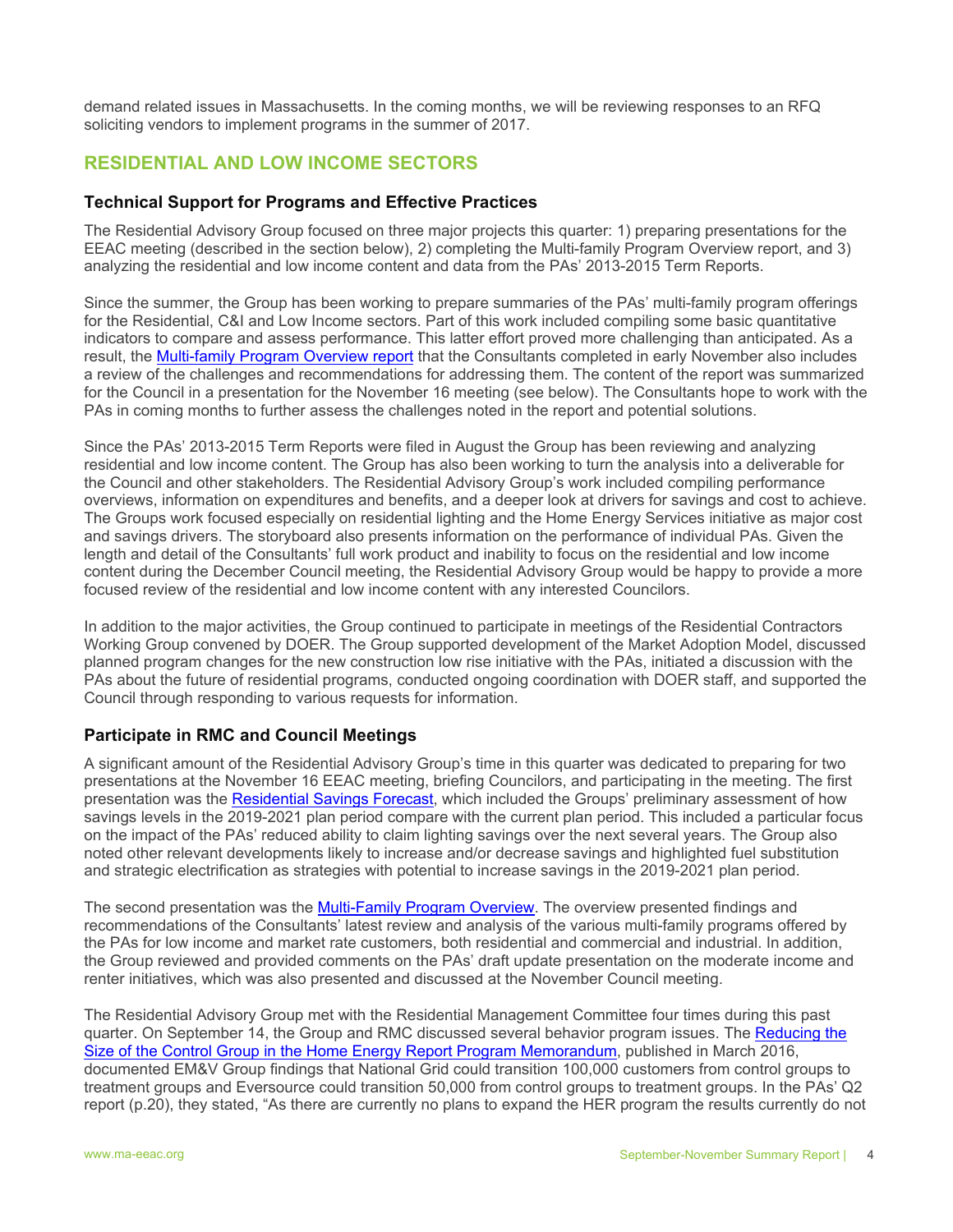demand related issues in Massachusetts. In the coming months, we will be reviewing responses to an RFQ soliciting vendors to implement programs in the summer of 2017.

## RESIDENTIAL AND LOW INCOME SECTORS

### Technical Support for Programs and Effective Practices

The Residential Advisory Group focused on three major projects this quarter: 1) preparing presentations for the EEAC meeting (described in the section below), 2) completing the Multi-family Program Overview report, and 3) analyzing the residential and low income content and data from the PAs' 2013-2015 Term Reports.

Since the summer, the Group has been working to prepare summaries of the PAs' multi-family program offerings for the Residential, C&I and Low Income sectors. Part of this work included compiling some basic quantitative indicators to compare and assess performance. This latter effort proved more challenging than anticipated. As a result, the Multi-family Program Overview report that the Consultants completed in early November also includes a review of the challenges and recommendations for addressing them. The content of the report was summarized for the Council in a presentation for the November 16 meeting (see below). The Consultants hope to work with the PAs in coming months to further assess the challenges noted in the report and potential solutions.

Since the PAs' 2013-2015 Term Reports were filed in August the Group has been reviewing and analyzing residential and low income content. The Group has also been working to turn the analysis into a deliverable for the Council and other stakeholders. The Residential Advisory Group's work included compiling performance overviews, information on expenditures and benefits, and a deeper look at drivers for savings and cost to achieve. The Groups work focused especially on residential lighting and the Home Energy Services initiative as major cost and savings drivers. The storyboard also presents information on the performance of individual PAs. Given the length and detail of the Consultants' full work product and inability to focus on the residential and low income content during the December Council meeting, the Residential Advisory Group would be happy to provide a more focused review of the residential and low income content with any interested Councilors.

In addition to the major activities, the Group continued to participate in meetings of the Residential Contractors Working Group convened by DOER. The Group supported development of the Market Adoption Model, discussed planned program changes for the new construction low rise initiative with the PAs, initiated a discussion with the PAs about the future of residential programs, conducted ongoing coordination with DOER staff, and supported the Council through responding to various requests for information.

### Participate in RMC and Council Meetings

A significant amount of the Residential Advisory Group's time in this quarter was dedicated to preparing for two presentations at the November 16 EEAC meeting, briefing Councilors, and participating in the meeting. The first presentation was the Residential Savings Forecast, which included the Groups' preliminary assessment of how savings levels in the 2019-2021 plan period compare with the current plan period. This included a particular focus on the impact of the PAs' reduced ability to claim lighting savings over the next several years. The Group also noted other relevant developments likely to increase and/or decrease savings and highlighted fuel substitution and strategic electrification as strategies with potential to increase savings in the 2019-2021 plan period.

The second presentation was the Multi-Family Program Overview. The overview presented findings and recommendations of the Consultants' latest review and analysis of the various multi-family programs offered by the PAs for low income and market rate customers, both residential and commercial and industrial. In addition, the Group reviewed and provided comments on the PAs' draft update presentation on the moderate income and renter initiatives, which was also presented and discussed at the November Council meeting.

The Residential Advisory Group met with the Residential Management Committee four times during this past quarter. On September 14, the Group and RMC discussed several behavior program issues. The Reducing the Size of the Control Group in the Home Energy Report Program Memorandum, published in March 2016, documented EM&V Group findings that National Grid could transition 100,000 customers from control groups to treatment groups and Eversource could transition 50,000 from control groups to treatment groups. In the PAs' Q2 report (p.20), they stated, "As there are currently no plans to expand the HER program the results currently do not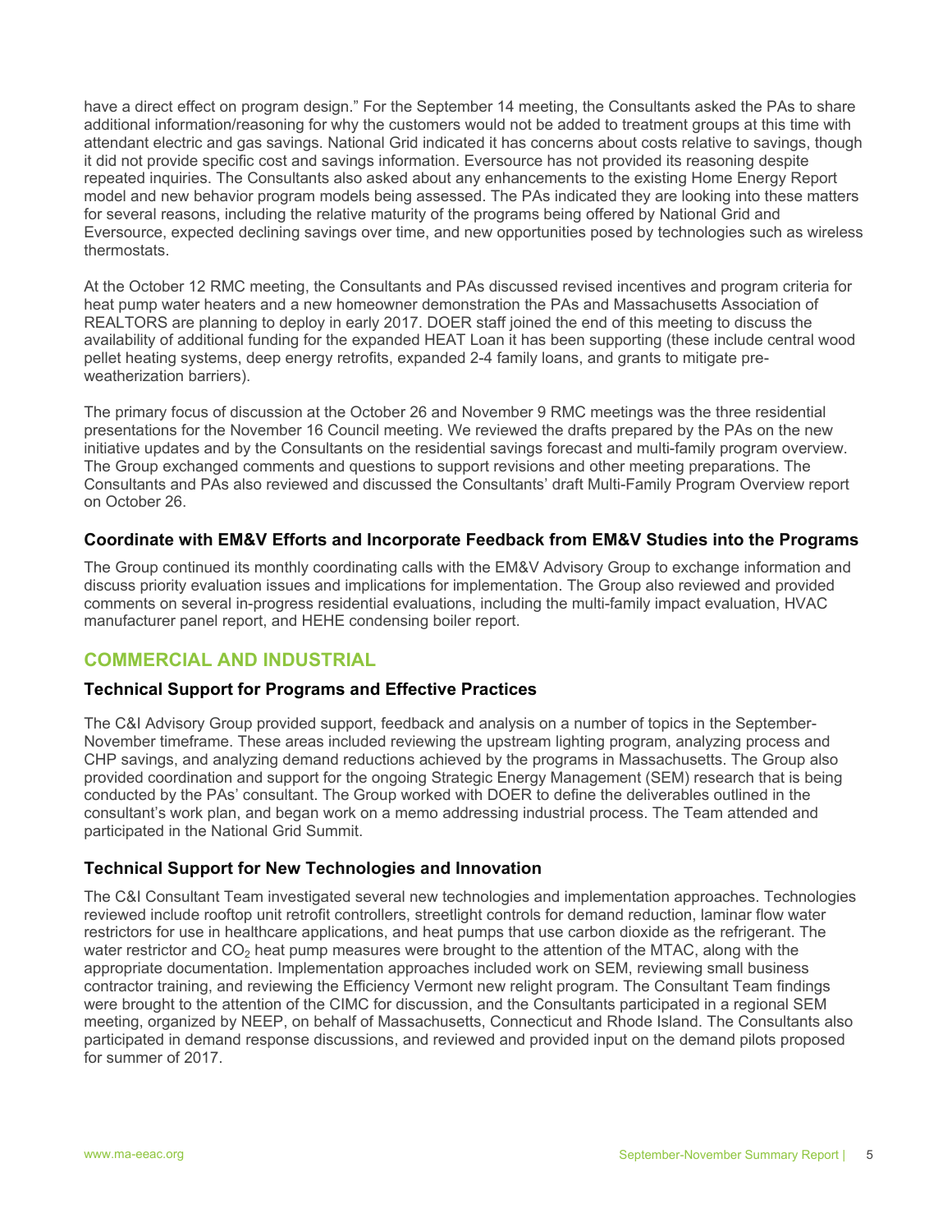have a direct effect on program design." For the September 14 meeting, the Consultants asked the PAs to share additional information/reasoning for why the customers would not be added to treatment groups at this time with attendant electric and gas savings. National Grid indicated it has concerns about costs relative to savings, though it did not provide specific cost and savings information. Eversource has not provided its reasoning despite repeated inquiries. The Consultants also asked about any enhancements to the existing Home Energy Report model and new behavior program models being assessed. The PAs indicated they are looking into these matters for several reasons, including the relative maturity of the programs being offered by National Grid and Eversource, expected declining savings over time, and new opportunities posed by technologies such as wireless thermostats.

At the October 12 RMC meeting, the Consultants and PAs discussed revised incentives and program criteria for heat pump water heaters and a new homeowner demonstration the PAs and Massachusetts Association of REALTORS are planning to deploy in early 2017. DOER staff joined the end of this meeting to discuss the availability of additional funding for the expanded HEAT Loan it has been supporting (these include central wood pellet heating systems, deep energy retrofits, expanded 2-4 family loans, and grants to mitigate pre-weatherization barriers).

The primary focus of discussion at the October 26 and November 9 RMC meetings was the three residential presentations for the November 16 Council meeting. We reviewed the drafts prepared by the PAs on the new initiative updates and by the Consultants on the residential savings forecast and multi-family program overview. The Group exchanged comments and questions to support revisions and other meeting preparations. The Consultants and PAs also reviewed and discussed the Consultants' draft Multi-Family Program Overview report on October 26.

### Coordinate with EM&V Efforts and Incorporate Feedback from EM&V Studies into the Programs

The Group continued its monthly coordinating calls with the EM&V Advisory Group to exchange information and discuss priority evaluation issues and implications for implementation. The Group also reviewed and provided comments on several in-progress residential evaluations, including the multi-family impact evaluation, HVAC manufacturer panel report, and HEHE condensing boiler report.

## COMMERCIAL AND INDUSTRIAL

### Technical Support for Programs and Effective Practices

The C&I Advisory Group provided support, feedback and analysis on a number of topics in the September-November timeframe. These areas included reviewing the upstream lighting program, analyzing process and CHP savings, and analyzing demand reductions achieved by the programs in Massachusetts. The Group also provided coordination and support for the ongoing Strategic Energy Management (SEM) research that is being conducted by the PAs' consultant. The Group worked with DOER to define the deliverables outlined in the consultant's work plan, and began work on a memo addressing industrial process. The Team attended and participated in the National Grid Summit.

### Technical Support for New Technologies and Innovation

The C&I Consultant Team investigated several new technologies and implementation approaches. Technologies reviewed include rooftop unit retrofit controllers, streetlight controls for demand reduction, laminar flow water restrictors for use in healthcare applications, and heat pumps that use carbon dioxide as the refrigerant. The water restrictor and $CO_2$ heat pump measures were brought to the attention of the MTAC, along with the appropriate documentation. Implementation approaches included work on SEM, reviewing small business contractor training, and reviewing the Efficiency Vermont new relight program. The Consultant Team findings were brought to the attention of the CIMC for discussion, and the Consultants participated in a regional SEM meeting, organized by NEEP, on behalf of Massachusetts, Connecticut and Rhode Island. The Consultants also participated in demand response discussions, and reviewed and provided input on the demand pilots proposed for summer of 2017.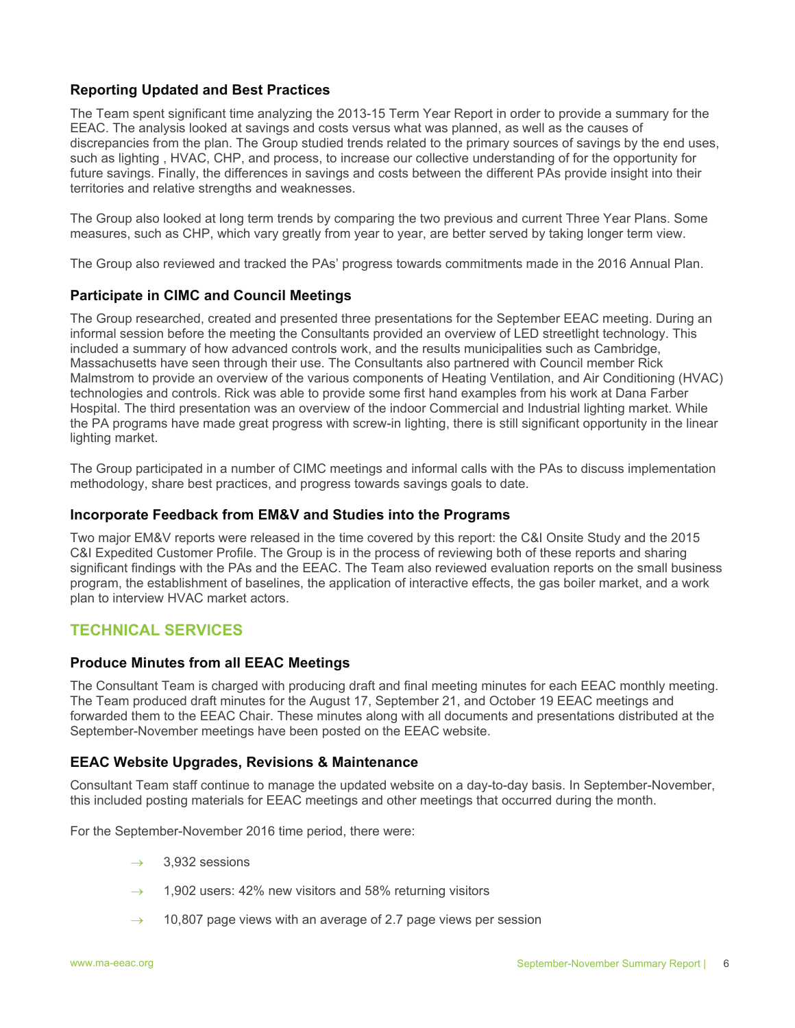### Reporting Updated and Best Practices

The Team spent significant time analyzing the 2013-15 Term Year Report in order to provide a summary for the EEAC. The analysis looked at savings and costs versus what was planned, as well as the causes of discrepancies from the plan. The Group studied trends related to the primary sources of savings by the end uses, such as lighting , HVAC, CHP, and process, to increase our collective understanding of for the opportunity for future savings. Finally, the differences in savings and costs between the different PAs provide insight into their territories and relative strengths and weaknesses.

The Group also looked at long term trends by comparing the two previous and current Three Year Plans. Some measures, such as CHP, which vary greatly from year to year, are better served by taking longer term view.

The Group also reviewed and tracked the PAs' progress towards commitments made in the 2016 Annual Plan.

### Participate in CIMC and Council Meetings

The Group researched, created and presented three presentations for the September EEAC meeting. During an informal session before the meeting the Consultants provided an overview of LED streetlight technology. This included a summary of how advanced controls work, and the results municipalities such as Cambridge, Massachusetts have seen through their use. The Consultants also partnered with Council member Rick Malmstrom to provide an overview of the various components of Heating Ventilation, and Air Conditioning (HVAC) technologies and controls. Rick was able to provide some first hand examples from his work at Dana Farber Hospital. The third presentation was an overview of the indoor Commercial and Industrial lighting market. While the PA programs have made great progress with screw-in lighting, there is still significant opportunity in the linear lighting market.

The Group participated in a number of CIMC meetings and informal calls with the PAs to discuss implementation methodology, share best practices, and progress towards savings goals to date.

### Incorporate Feedback from EM&V and Studies into the Programs

Two major EM&V reports were released in the time covered by this report: the C&I Onsite Study and the 2015 C&I Expedited Customer Profile. The Group is in the process of reviewing both of these reports and sharing significant findings with the PAs and the EEAC. The Team also reviewed evaluation reports on the small business program, the establishment of baselines, the application of interactive effects, the gas boiler market, and a work plan to interview HVAC market actors.

## TECHNICAL SERVICES

### Produce Minutes from all EEAC Meetings

The Consultant Team is charged with producing draft and final meeting minutes for each EEAC monthly meeting. The Team produced draft minutes for the August 17, September 21, and October 19 EEAC meetings and forwarded them to the EEAC Chair. These minutes along with all documents and presentations distributed at the September-November meetings have been posted on the EEAC website.

### EEAC Website Upgrades, Revisions & Maintenance

Consultant Team staff continue to manage the updated website on a day-to-day basis. In September-November, this included posting materials for EEAC meetings and other meetings that occurred during the month.

For the September-November 2016 time period, there were:

- 3,932 sessions
- 1,902 users: 42% new visitors and 58% returning visitors
- 10,807 page views with an average of 2.7 page views per session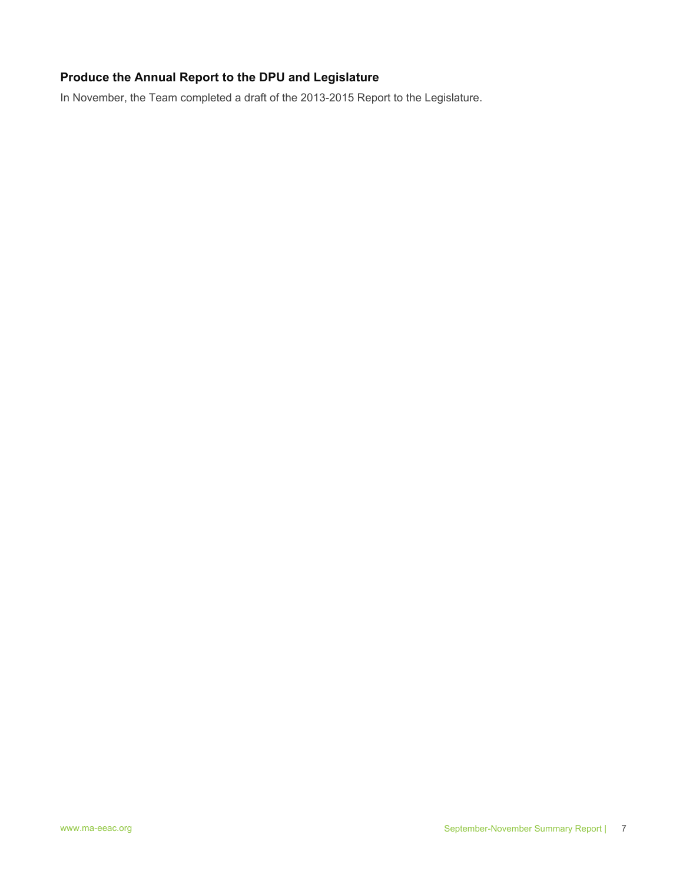### Produce the Annual Report to the DPU and Legislature

In November, the Team completed a draft of the 2013-2015 Report to the Legislature.